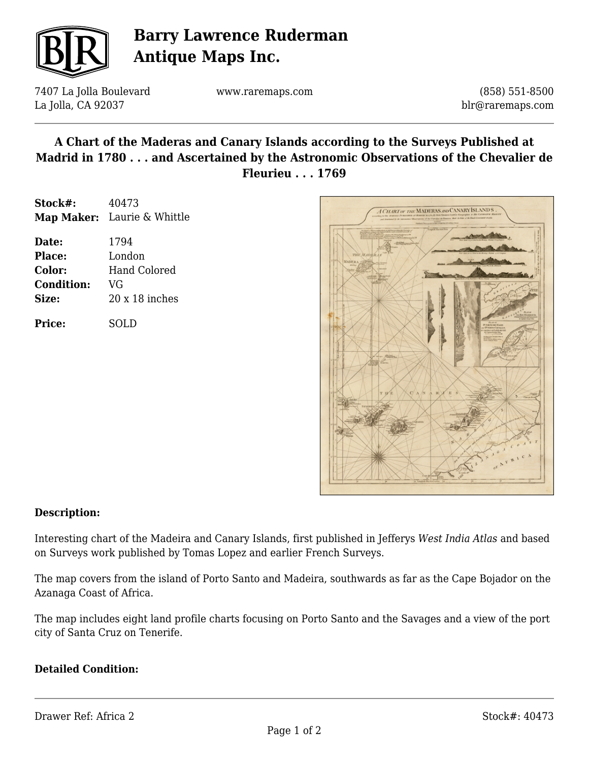# Barry Lawrence Ruderman Antique Maps Inc.

7407 La Jolla Boulevard
La Jolla, CA 92037

www.raremaps.com

(858) 551-8500
blr@raremaps.com

## A Chart of the Maderas and Canary Islands according to the Surveys Published at Madrid in 1780 . . . and Ascertained by the Astronomic Observations of the Chevalier de Fleurieu . . . 1769

**Stock#:** 40473
**Map Maker:** Laurie & Whittle

**Date:** 1794
**Place:** London
**Color:** Hand Colored
**Condition:** VG
**Size:** 20 x 18 inches

**Price:** SOLD

**Description:**

Interesting chart of the Madeira and Canary Islands, first published in Jefferys *West India Atlas* and based on Surveys work published by Tomas Lopez and earlier French Surveys.

The map covers from the island of Porto Santo and Madeira, southwards as far as the Cape Bojador on the Azanaga Coast of Africa.

The map includes eight land profile charts focusing on Porto Santo and the Savages and a view of the port city of Santa Cruz on Tenerife.

**Detailed Condition:**

Drawer Ref: Africa 2

Stock#: 40473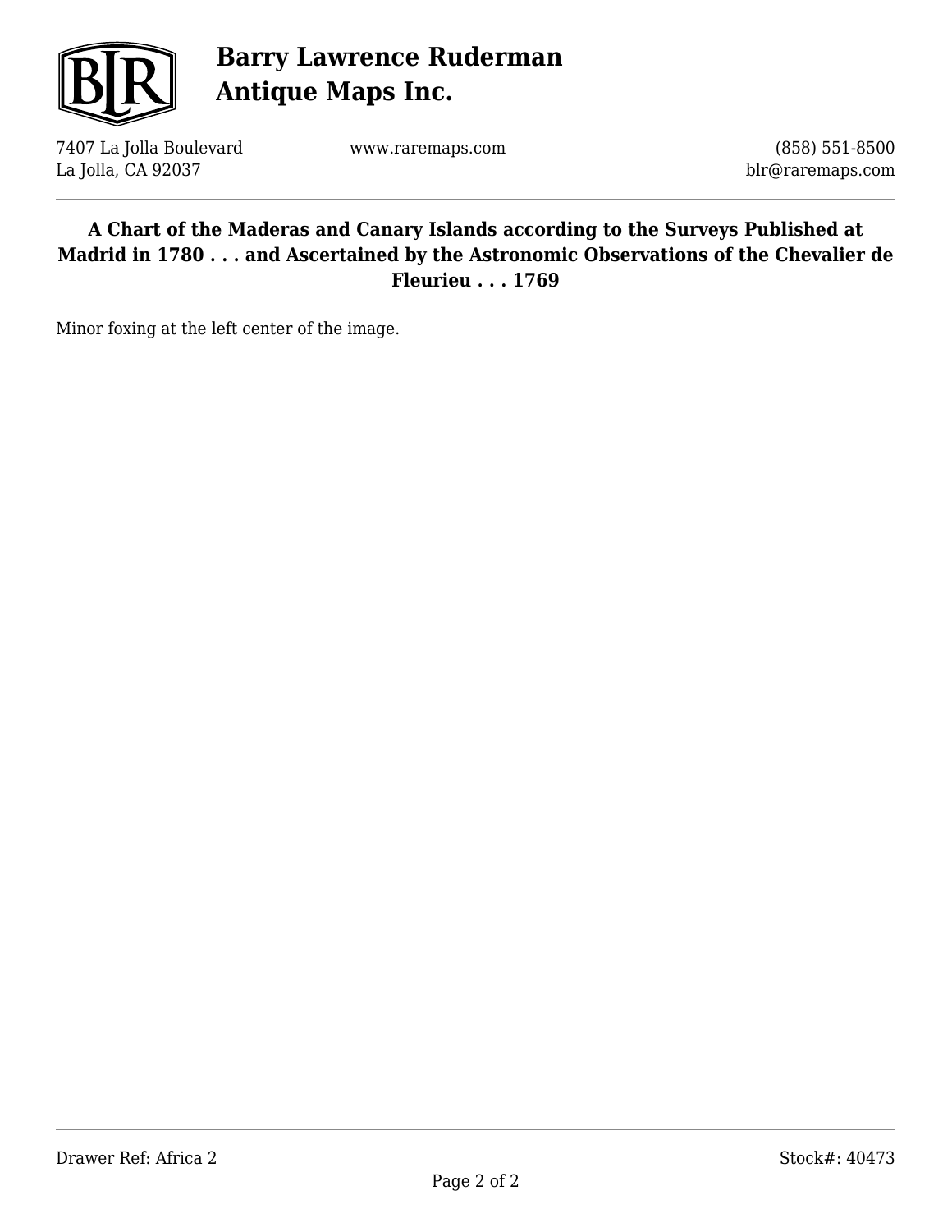# A Chart of the Maderas and Canary Islands according to the Surveys Published at Madrid in 1780 . . . and Ascertained by the Astronomic Observations of the Chevalier de Fleurieu . . . 1769

Minor foxing at the left center of the image.